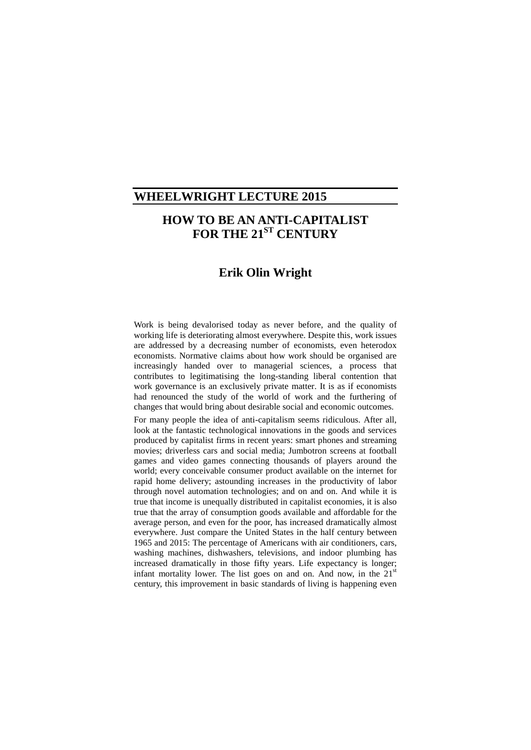## WHEELWRIGHT LECTURE 2015

# HOW TO BE AN ANTI-CAPITALIST FOR THE 21ST CENTURY

### Erik Olin Wright

Work is being devalorised today as never before, and the quality of working life is deteriorating almost everywhere. Despite this, work issues are addressed by a decreasing number of economists, even heterodox economists. Normative claims about how work should be organised are increasingly handed over to managerial sciences, a process that contributes to legitimatising the long-standing liberal contention that work governance is an exclusively private matter. It is as if economists had renounced the study of the world of work and the furthering of changes that would bring about desirable social and economic outcomes.

For many people the idea of anti-capitalism seems ridiculous. After all, look at the fantastic technological innovations in the goods and services produced by capitalist firms in recent years: smart phones and streaming movies; driverless cars and social media; Jumbotron screens at football games and video games connecting thousands of players around the world; every conceivable consumer product available on the internet for rapid home delivery; astounding increases in the productivity of labor through novel automation technologies; and on and on. And while it is true that income is unequally distributed in capitalist economies, it is also true that the array of consumption goods available and affordable for the average person, and even for the poor, has increased dramatically almost everywhere. Just compare the United States in the half century between 1965 and 2015: The percentage of Americans with air conditioners, cars, washing machines, dishwashers, televisions, and indoor plumbing has increased dramatically in those fifty years. Life expectancy is longer; infant mortality lower. The list goes on and on. And now, in the 21st century, this improvement in basic standards of living is happening even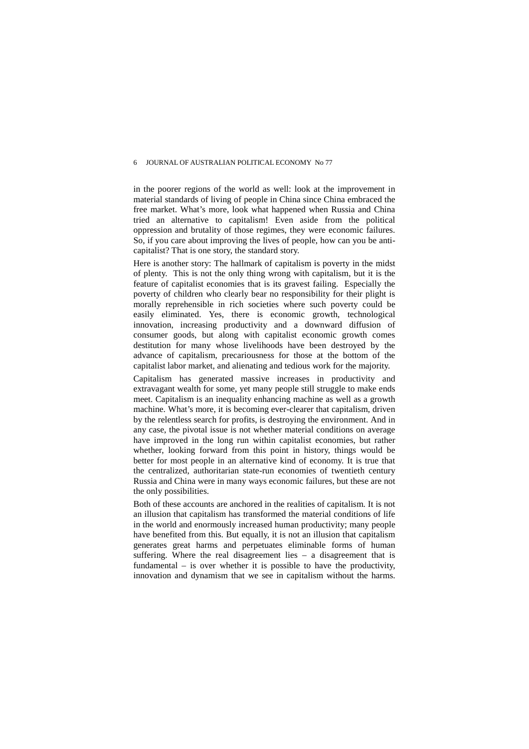in the poorer regions of the world as well: look at the improvement in material standards of living of people in China since China embraced the free market. What's more, look what happened when Russia and China tried an alternative to capitalism! Even aside from the political oppression and brutality of those regimes, they were economic failures. So, if you care about improving the lives of people, how can you be anti-capitalist? That is one story, the standard story.

Here is another story: The hallmark of capitalism is poverty in the midst of plenty. This is not the only thing wrong with capitalism, but it is the feature of capitalist economies that is its gravest failing. Especially the poverty of children who clearly bear no responsibility for their plight is morally reprehensible in rich societies where such poverty could be easily eliminated. Yes, there is economic growth, technological innovation, increasing productivity and a downward diffusion of consumer goods, but along with capitalist economic growth comes destitution for many whose livelihoods have been destroyed by the advance of capitalism, precariousness for those at the bottom of the capitalist labor market, and alienating and tedious work for the majority.

Capitalism has generated massive increases in productivity and extravagant wealth for some, yet many people still struggle to make ends meet. Capitalism is an inequality enhancing machine as well as a growth machine. What's more, it is becoming ever-clearer that capitalism, driven by the relentless search for profits, is destroying the environment. And in any case, the pivotal issue is not whether material conditions on average have improved in the long run within capitalist economies, but rather whether, looking forward from this point in history, things would be better for most people in an alternative kind of economy. It is true that the centralized, authoritarian state-run economies of twentieth century Russia and China were in many ways economic failures, but these are not the only possibilities.

Both of these accounts are anchored in the realities of capitalism. It is not an illusion that capitalism has transformed the material conditions of life in the world and enormously increased human productivity; many people have benefited from this. But equally, it is not an illusion that capitalism generates great harms and perpetuates eliminable forms of human suffering. Where the real disagreement lies – a disagreement that is fundamental – is over whether it is possible to have the productivity, innovation and dynamism that we see in capitalism without the harms.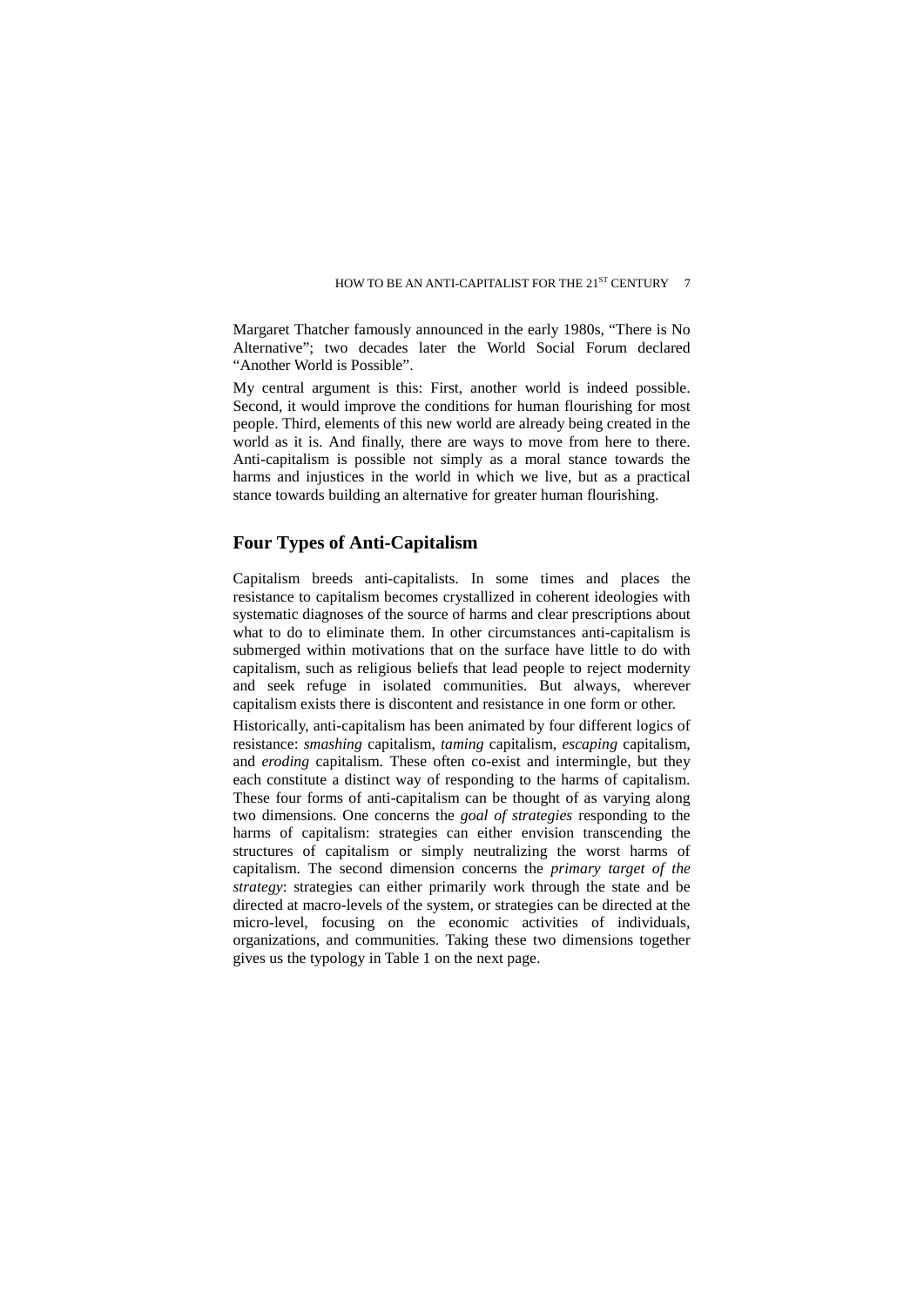Margaret Thatcher famously announced in the early 1980s, “There is No Alternative”; two decades later the World Social Forum declared “Another World is Possible”.

My central argument is this: First, another world is indeed possible. Second, it would improve the conditions for human flourishing for most people. Third, elements of this new world are already being created in the world as it is. And finally, there are ways to move from here to there. Anti-capitalism is possible not simply as a moral stance towards the harms and injustices in the world in which we live, but as a practical stance towards building an alternative for greater human flourishing.

## Four Types of Anti-Capitalism

Capitalism breeds anti-capitalists. In some times and places the resistance to capitalism becomes crystallized in coherent ideologies with systematic diagnoses of the source of harms and clear prescriptions about what to do to eliminate them. In other circumstances anti-capitalism is submerged within motivations that on the surface have little to do with capitalism, such as religious beliefs that lead people to reject modernity and seek refuge in isolated communities. But always, wherever capitalism exists there is discontent and resistance in one form or other.

Historically, anti-capitalism has been animated by four different logics of resistance: *smashing* capitalism, *taming* capitalism, *escaping* capitalism, and *eroding* capitalism. These often co-exist and intermingle, but they each constitute a distinct way of responding to the harms of capitalism. These four forms of anti-capitalism can be thought of as varying along two dimensions. One concerns the *goal of strategies* responding to the harms of capitalism: strategies can either envision transcending the structures of capitalism or simply neutralizing the worst harms of capitalism. The second dimension concerns the *primary target of the strategy*: strategies can either primarily work through the state and be directed at macro-levels of the system, or strategies can be directed at the micro-level, focusing on the economic activities of individuals, organizations, and communities. Taking these two dimensions together gives us the typology in Table 1 on the next page.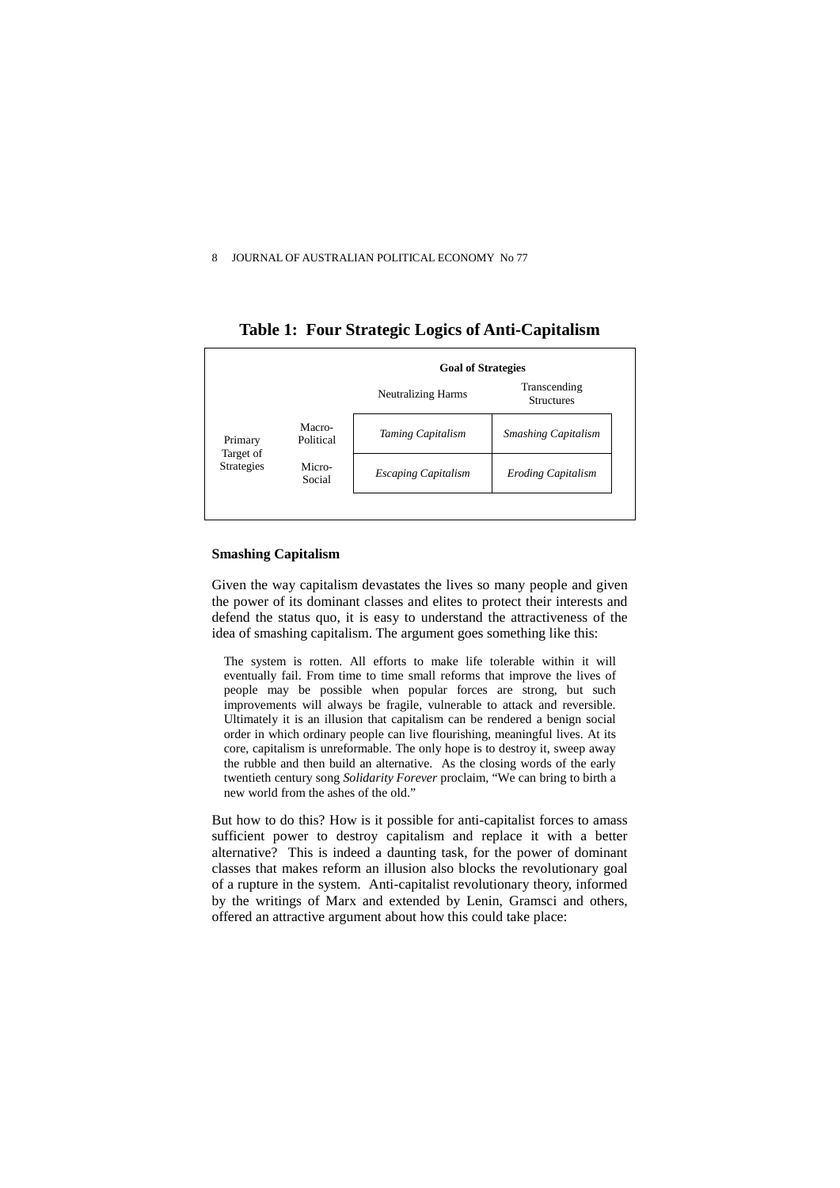**Table 1: Four Strategic Logics of Anti-Capitalism**

| | | Goal of Strategies | |
|---|---|---|---|
| | | Neutralizing Harms | Transcending Structures |
| Primary Target of Strategies | Macro-Political | *Taming Capitalism* | *Smashing Capitalism* |
| | Micro-Social | *Escaping Capitalism* | *Eroding Capitalism* |

**Smashing Capitalism**

Given the way capitalism devastates the lives so many people and given the power of its dominant classes and elites to protect their interests and defend the status quo, it is easy to understand the attractiveness of the idea of smashing capitalism. The argument goes something like this:

> The system is rotten. All efforts to make life tolerable within it will eventually fail. From time to time small reforms that improve the lives of people may be possible when popular forces are strong, but such improvements will always be fragile, vulnerable to attack and reversible. Ultimately it is an illusion that capitalism can be rendered a benign social order in which ordinary people can live flourishing, meaningful lives. At its core, capitalism is unreformable. The only hope is to destroy it, sweep away the rubble and then build an alternative. As the closing words of the early twentieth century song *Solidarity Forever* proclaim, "We can bring to birth a new world from the ashes of the old."

But how to do this? How is it possible for anti-capitalist forces to amass sufficient power to destroy capitalism and replace it with a better alternative? This is indeed a daunting task, for the power of dominant classes that makes reform an illusion also blocks the revolutionary goal of a rupture in the system. Anti-capitalist revolutionary theory, informed by the writings of Marx and extended by Lenin, Gramsci and others, offered an attractive argument about how this could take place: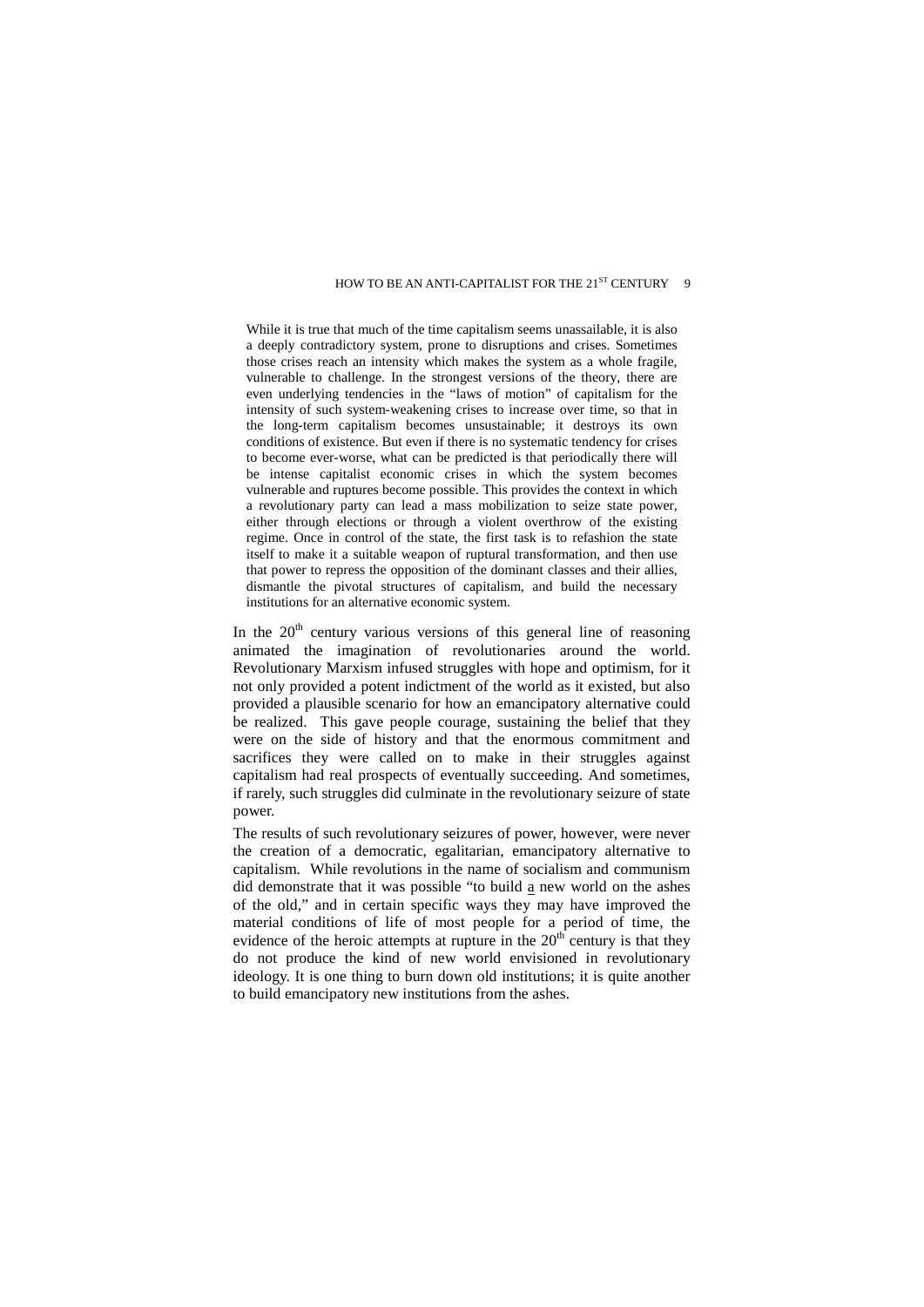> While it is true that much of the time capitalism seems unassailable, it is also a deeply contradictory system, prone to disruptions and crises. Sometimes those crises reach an intensity which makes the system as a whole fragile, vulnerable to challenge. In the strongest versions of the theory, there are even underlying tendencies in the "laws of motion" of capitalism for the intensity of such system-weakening crises to increase over time, so that in the long-term capitalism becomes unsustainable; it destroys its own conditions of existence. But even if there is no systematic tendency for crises to become ever-worse, what can be predicted is that periodically there will be intense capitalist economic crises in which the system becomes vulnerable and ruptures become possible. This provides the context in which a revolutionary party can lead a mass mobilization to seize state power, either through elections or through a violent overthrow of the existing regime. Once in control of the state, the first task is to refashion the state itself to make it a suitable weapon of ruptural transformation, and then use that power to repress the opposition of the dominant classes and their allies, dismantle the pivotal structures of capitalism, and build the necessary institutions for an alternative economic system.

In the 20th century various versions of this general line of reasoning animated the imagination of revolutionaries around the world. Revolutionary Marxism infused struggles with hope and optimism, for it not only provided a potent indictment of the world as it existed, but also provided a plausible scenario for how an emancipatory alternative could be realized. This gave people courage, sustaining the belief that they were on the side of history and that the enormous commitment and sacrifices they were called on to make in their struggles against capitalism had real prospects of eventually succeeding. And sometimes, if rarely, such struggles did culminate in the revolutionary seizure of state power.

The results of such revolutionary seizures of power, however, were never the creation of a democratic, egalitarian, emancipatory alternative to capitalism. While revolutions in the name of socialism and communism did demonstrate that it was possible "to build a new world on the ashes of the old," and in certain specific ways they may have improved the material conditions of life of most people for a period of time, the evidence of the heroic attempts at rupture in the 20th century is that they do not produce the kind of new world envisioned in revolutionary ideology. It is one thing to burn down old institutions; it is quite another to build emancipatory new institutions from the ashes.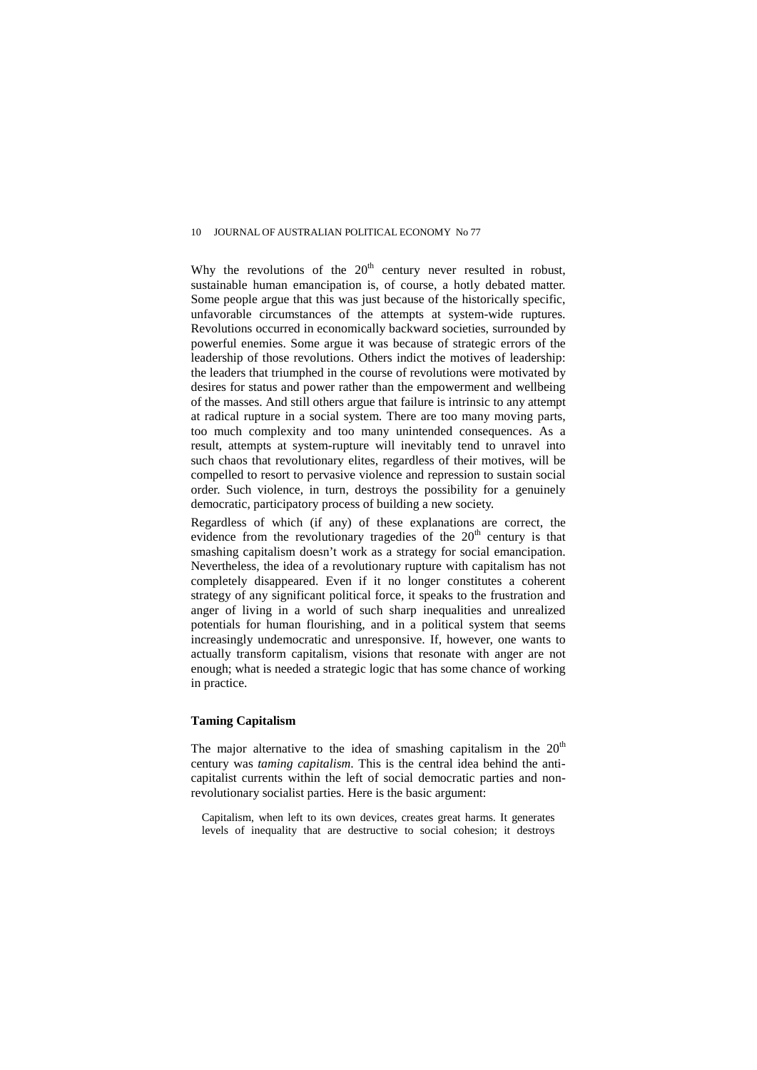Why the revolutions of the 20th century never resulted in robust, sustainable human emancipation is, of course, a hotly debated matter. Some people argue that this was just because of the historically specific, unfavorable circumstances of the attempts at system-wide ruptures. Revolutions occurred in economically backward societies, surrounded by powerful enemies. Some argue it was because of strategic errors of the leadership of those revolutions. Others indict the motives of leadership: the leaders that triumphed in the course of revolutions were motivated by desires for status and power rather than the empowerment and wellbeing of the masses. And still others argue that failure is intrinsic to any attempt at radical rupture in a social system. There are too many moving parts, too much complexity and too many unintended consequences. As a result, attempts at system-rupture will inevitably tend to unravel into such chaos that revolutionary elites, regardless of their motives, will be compelled to resort to pervasive violence and repression to sustain social order. Such violence, in turn, destroys the possibility for a genuinely democratic, participatory process of building a new society.

Regardless of which (if any) of these explanations are correct, the evidence from the revolutionary tragedies of the 20th century is that smashing capitalism doesn't work as a strategy for social emancipation. Nevertheless, the idea of a revolutionary rupture with capitalism has not completely disappeared. Even if it no longer constitutes a coherent strategy of any significant political force, it speaks to the frustration and anger of living in a world of such sharp inequalities and unrealized potentials for human flourishing, and in a political system that seems increasingly undemocratic and unresponsive. If, however, one wants to actually transform capitalism, visions that resonate with anger are not enough; what is needed a strategic logic that has some chance of working in practice.

### Taming Capitalism

The major alternative to the idea of smashing capitalism in the 20th century was *taming capitalism*. This is the central idea behind the anti-capitalist currents within the left of social democratic parties and non-revolutionary socialist parties. Here is the basic argument:

> Capitalism, when left to its own devices, creates great harms. It generates levels of inequality that are destructive to social cohesion; it destroys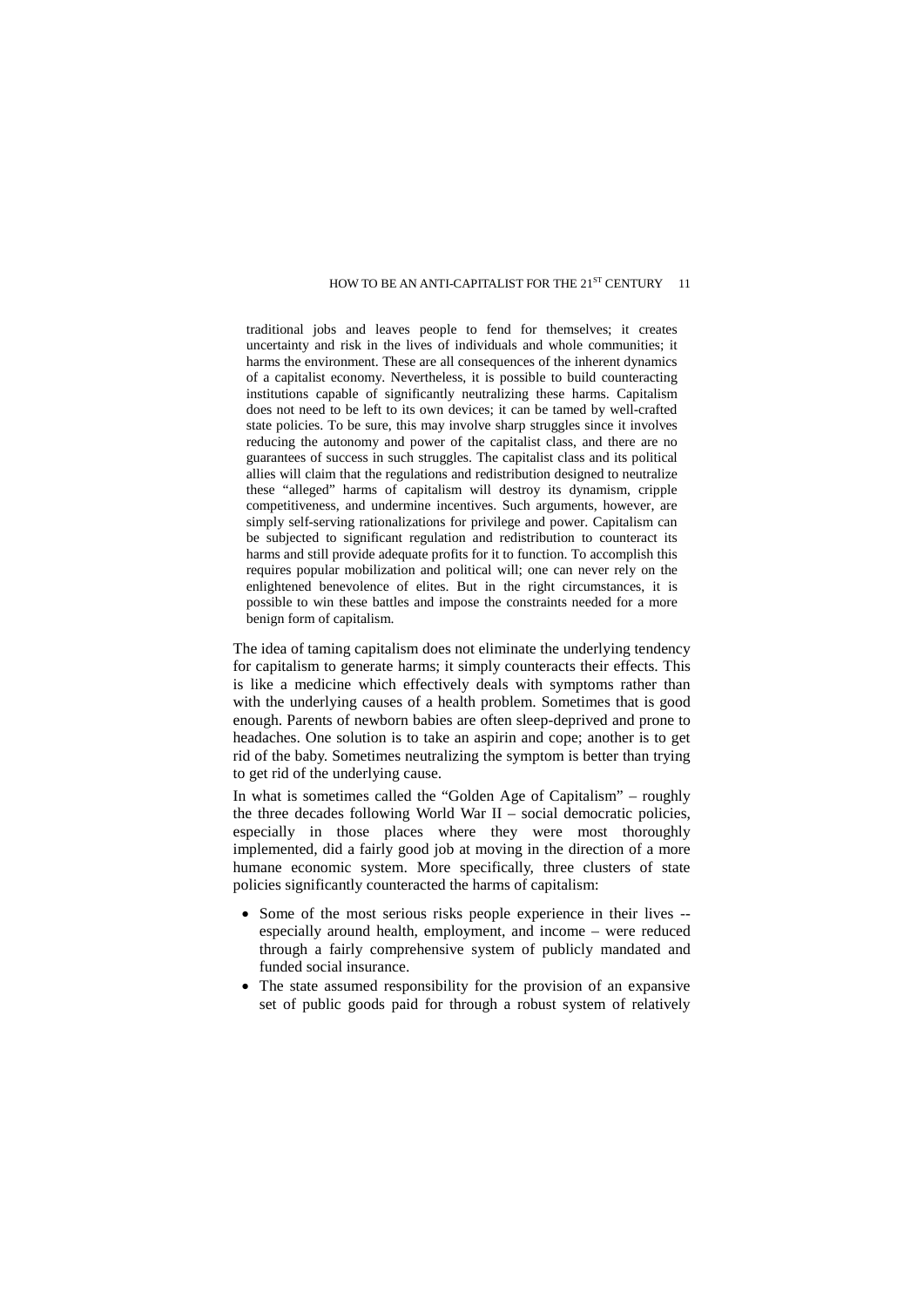> traditional jobs and leaves people to fend for themselves; it creates uncertainty and risk in the lives of individuals and whole communities; it harms the environment. These are all consequences of the inherent dynamics of a capitalist economy. Nevertheless, it is possible to build counteracting institutions capable of significantly neutralizing these harms. Capitalism does not need to be left to its own devices; it can be tamed by well-crafted state policies. To be sure, this may involve sharp struggles since it involves reducing the autonomy and power of the capitalist class, and there are no guarantees of success in such struggles. The capitalist class and its political allies will claim that the regulations and redistribution designed to neutralize these "alleged" harms of capitalism will destroy its dynamism, cripple competitiveness, and undermine incentives. Such arguments, however, are simply self-serving rationalizations for privilege and power. Capitalism can be subjected to significant regulation and redistribution to counteract its harms and still provide adequate profits for it to function. To accomplish this requires popular mobilization and political will; one can never rely on the enlightened benevolence of elites. But in the right circumstances, it is possible to win these battles and impose the constraints needed for a more benign form of capitalism.

The idea of taming capitalism does not eliminate the underlying tendency for capitalism to generate harms; it simply counteracts their effects. This is like a medicine which effectively deals with symptoms rather than with the underlying causes of a health problem. Sometimes that is good enough. Parents of newborn babies are often sleep-deprived and prone to headaches. One solution is to take an aspirin and cope; another is to get rid of the baby. Sometimes neutralizing the symptom is better than trying to get rid of the underlying cause.

In what is sometimes called the "Golden Age of Capitalism" – roughly the three decades following World War II – social democratic policies, especially in those places where they were most thoroughly implemented, did a fairly good job at moving in the direction of a more humane economic system. More specifically, three clusters of state policies significantly counteracted the harms of capitalism:

- Some of the most serious risks people experience in their lives -- especially around health, employment, and income – were reduced through a fairly comprehensive system of publicly mandated and funded social insurance.
- The state assumed responsibility for the provision of an expansive set of public goods paid for through a robust system of relatively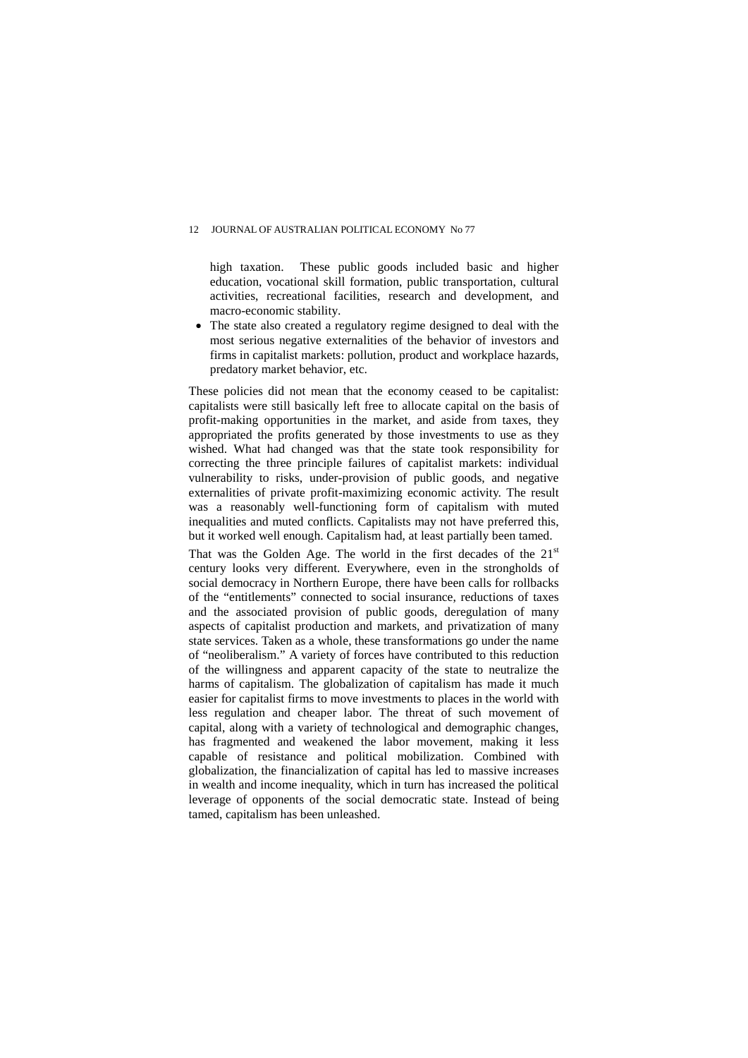high taxation. These public goods included basic and higher education, vocational skill formation, public transportation, cultural activities, recreational facilities, research and development, and macro-economic stability.

- The state also created a regulatory regime designed to deal with the most serious negative externalities of the behavior of investors and firms in capitalist markets: pollution, product and workplace hazards, predatory market behavior, etc.

These policies did not mean that the economy ceased to be capitalist: capitalists were still basically left free to allocate capital on the basis of profit-making opportunities in the market, and aside from taxes, they appropriated the profits generated by those investments to use as they wished. What had changed was that the state took responsibility for correcting the three principle failures of capitalist markets: individual vulnerability to risks, under-provision of public goods, and negative externalities of private profit-maximizing economic activity. The result was a reasonably well-functioning form of capitalism with muted inequalities and muted conflicts. Capitalists may not have preferred this, but it worked well enough. Capitalism had, at least partially been tamed.

That was the Golden Age. The world in the first decades of the 21st century looks very different. Everywhere, even in the strongholds of social democracy in Northern Europe, there have been calls for rollbacks of the "entitlements" connected to social insurance, reductions of taxes and the associated provision of public goods, deregulation of many aspects of capitalist production and markets, and privatization of many state services. Taken as a whole, these transformations go under the name of "neoliberalism." A variety of forces have contributed to this reduction of the willingness and apparent capacity of the state to neutralize the harms of capitalism. The globalization of capitalism has made it much easier for capitalist firms to move investments to places in the world with less regulation and cheaper labor. The threat of such movement of capital, along with a variety of technological and demographic changes, has fragmented and weakened the labor movement, making it less capable of resistance and political mobilization. Combined with globalization, the financialization of capital has led to massive increases in wealth and income inequality, which in turn has increased the political leverage of opponents of the social democratic state. Instead of being tamed, capitalism has been unleashed.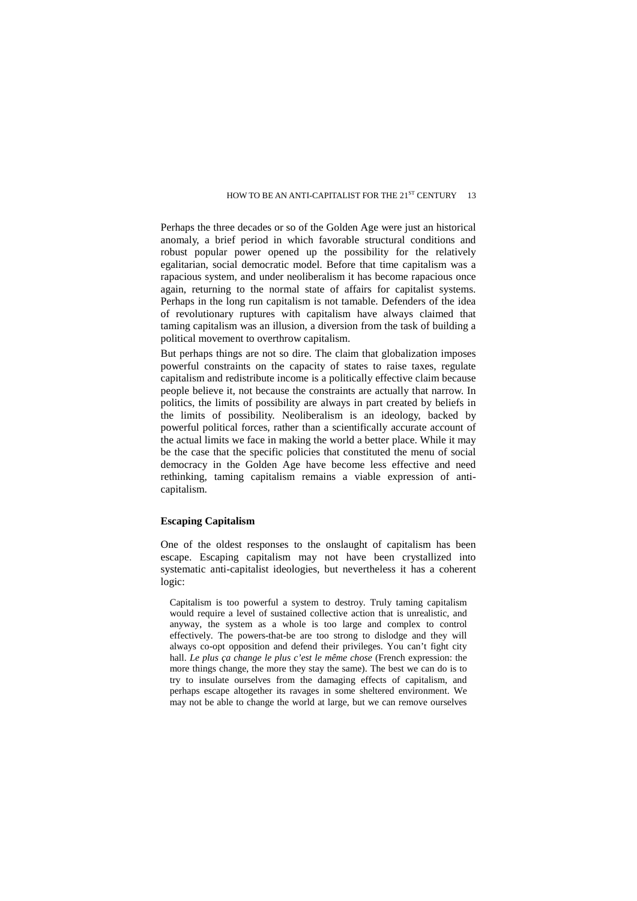Perhaps the three decades or so of the Golden Age were just an historical anomaly, a brief period in which favorable structural conditions and robust popular power opened up the possibility for the relatively egalitarian, social democratic model. Before that time capitalism was a rapacious system, and under neoliberalism it has become rapacious once again, returning to the normal state of affairs for capitalist systems. Perhaps in the long run capitalism is not tamable. Defenders of the idea of revolutionary ruptures with capitalism have always claimed that taming capitalism was an illusion, a diversion from the task of building a political movement to overthrow capitalism.

But perhaps things are not so dire. The claim that globalization imposes powerful constraints on the capacity of states to raise taxes, regulate capitalism and redistribute income is a politically effective claim because people believe it, not because the constraints are actually that narrow. In politics, the limits of possibility are always in part created by beliefs in the limits of possibility. Neoliberalism is an ideology, backed by powerful political forces, rather than a scientifically accurate account of the actual limits we face in making the world a better place. While it may be the case that the specific policies that constituted the menu of social democracy in the Golden Age have become less effective and need rethinking, taming capitalism remains a viable expression of anti-capitalism.

## Escaping Capitalism

One of the oldest responses to the onslaught of capitalism has been escape. Escaping capitalism may not have been crystallized into systematic anti-capitalist ideologies, but nevertheless it has a coherent logic:

> Capitalism is too powerful a system to destroy. Truly taming capitalism would require a level of sustained collective action that is unrealistic, and anyway, the system as a whole is too large and complex to control effectively. The powers-that-be are too strong to dislodge and they will always co-opt opposition and defend their privileges. You can't fight city hall. *Le plus ça change le plus c'est le même chose* (French expression: the more things change, the more they stay the same). The best we can do is to try to insulate ourselves from the damaging effects of capitalism, and perhaps escape altogether its ravages in some sheltered environment. We may not be able to change the world at large, but we can remove ourselves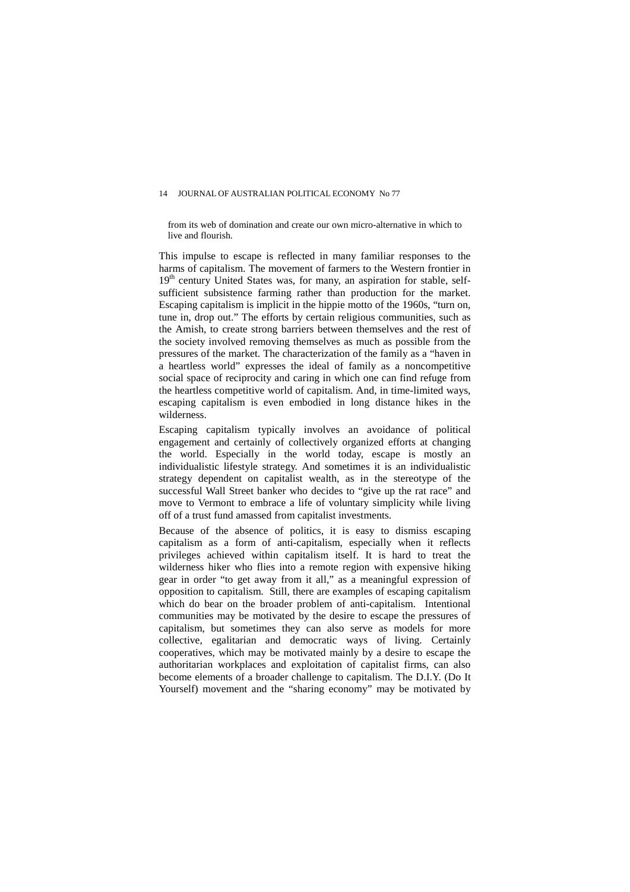from its web of domination and create our own micro-alternative in which to live and flourish.

This impulse to escape is reflected in many familiar responses to the harms of capitalism. The movement of farmers to the Western frontier in 19th century United States was, for many, an aspiration for stable, self-sufficient subsistence farming rather than production for the market. Escaping capitalism is implicit in the hippie motto of the 1960s, "turn on, tune in, drop out." The efforts by certain religious communities, such as the Amish, to create strong barriers between themselves and the rest of the society involved removing themselves as much as possible from the pressures of the market. The characterization of the family as a "haven in a heartless world" expresses the ideal of family as a noncompetitive social space of reciprocity and caring in which one can find refuge from the heartless competitive world of capitalism. And, in time-limited ways, escaping capitalism is even embodied in long distance hikes in the wilderness.

Escaping capitalism typically involves an avoidance of political engagement and certainly of collectively organized efforts at changing the world. Especially in the world today, escape is mostly an individualistic lifestyle strategy. And sometimes it is an individualistic strategy dependent on capitalist wealth, as in the stereotype of the successful Wall Street banker who decides to "give up the rat race" and move to Vermont to embrace a life of voluntary simplicity while living off of a trust fund amassed from capitalist investments.

Because of the absence of politics, it is easy to dismiss escaping capitalism as a form of anti-capitalism, especially when it reflects privileges achieved within capitalism itself. It is hard to treat the wilderness hiker who flies into a remote region with expensive hiking gear in order "to get away from it all," as a meaningful expression of opposition to capitalism. Still, there are examples of escaping capitalism which do bear on the broader problem of anti-capitalism. Intentional communities may be motivated by the desire to escape the pressures of capitalism, but sometimes they can also serve as models for more collective, egalitarian and democratic ways of living. Certainly cooperatives, which may be motivated mainly by a desire to escape the authoritarian workplaces and exploitation of capitalist firms, can also become elements of a broader challenge to capitalism. The D.I.Y. (Do It Yourself) movement and the "sharing economy" may be motivated by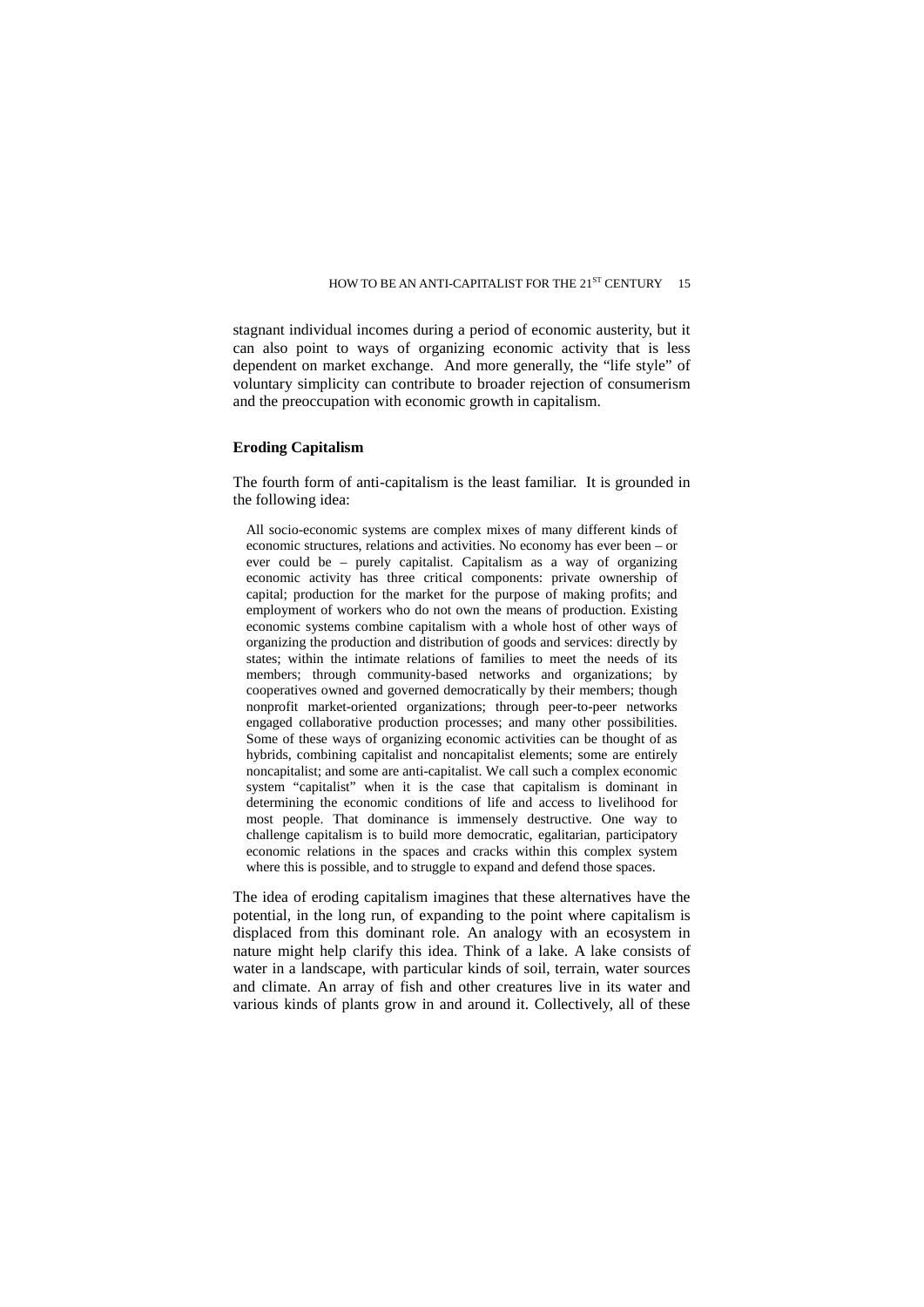stagnant individual incomes during a period of economic austerity, but it can also point to ways of organizing economic activity that is less dependent on market exchange. And more generally, the "life style" of voluntary simplicity can contribute to broader rejection of consumerism and the preoccupation with economic growth in capitalism.

### Eroding Capitalism

The fourth form of anti-capitalism is the least familiar. It is grounded in the following idea:

> All socio-economic systems are complex mixes of many different kinds of economic structures, relations and activities. No economy has ever been – or ever could be – purely capitalist. Capitalism as a way of organizing economic activity has three critical components: private ownership of capital; production for the market for the purpose of making profits; and employment of workers who do not own the means of production. Existing economic systems combine capitalism with a whole host of other ways of organizing the production and distribution of goods and services: directly by states; within the intimate relations of families to meet the needs of its members; through community-based networks and organizations; by cooperatives owned and governed democratically by their members; though nonprofit market-oriented organizations; through peer-to-peer networks engaged collaborative production processes; and many other possibilities. Some of these ways of organizing economic activities can be thought of as hybrids, combining capitalist and noncapitalist elements; some are entirely noncapitalist; and some are anti-capitalist. We call such a complex economic system "capitalist" when it is the case that capitalism is dominant in determining the economic conditions of life and access to livelihood for most people. That dominance is immensely destructive. One way to challenge capitalism is to build more democratic, egalitarian, participatory economic relations in the spaces and cracks within this complex system where this is possible, and to struggle to expand and defend those spaces.

The idea of eroding capitalism imagines that these alternatives have the potential, in the long run, of expanding to the point where capitalism is displaced from this dominant role. An analogy with an ecosystem in nature might help clarify this idea. Think of a lake. A lake consists of water in a landscape, with particular kinds of soil, terrain, water sources and climate. An array of fish and other creatures live in its water and various kinds of plants grow in and around it. Collectively, all of these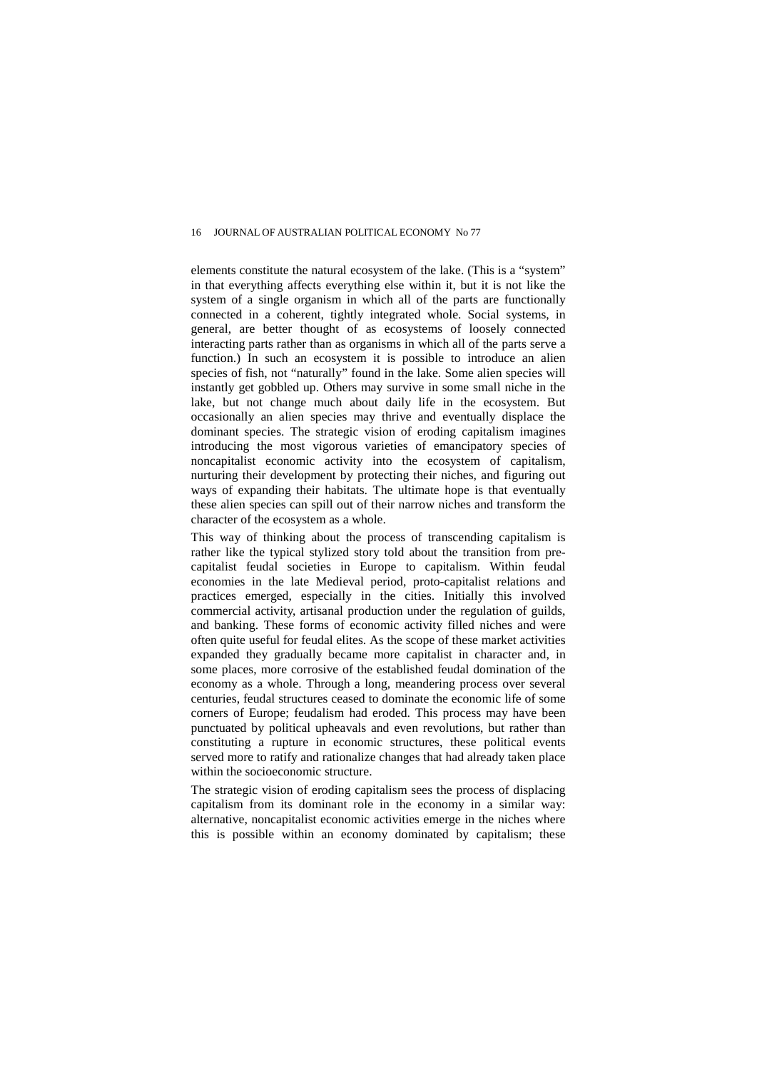elements constitute the natural ecosystem of the lake. (This is a "system" in that everything affects everything else within it, but it is not like the system of a single organism in which all of the parts are functionally connected in a coherent, tightly integrated whole. Social systems, in general, are better thought of as ecosystems of loosely connected interacting parts rather than as organisms in which all of the parts serve a function.) In such an ecosystem it is possible to introduce an alien species of fish, not "naturally" found in the lake. Some alien species will instantly get gobbled up. Others may survive in some small niche in the lake, but not change much about daily life in the ecosystem. But occasionally an alien species may thrive and eventually displace the dominant species. The strategic vision of eroding capitalism imagines introducing the most vigorous varieties of emancipatory species of noncapitalist economic activity into the ecosystem of capitalism, nurturing their development by protecting their niches, and figuring out ways of expanding their habitats. The ultimate hope is that eventually these alien species can spill out of their narrow niches and transform the character of the ecosystem as a whole.

This way of thinking about the process of transcending capitalism is rather like the typical stylized story told about the transition from pre-capitalist feudal societies in Europe to capitalism. Within feudal economies in the late Medieval period, proto-capitalist relations and practices emerged, especially in the cities. Initially this involved commercial activity, artisanal production under the regulation of guilds, and banking. These forms of economic activity filled niches and were often quite useful for feudal elites. As the scope of these market activities expanded they gradually became more capitalist in character and, in some places, more corrosive of the established feudal domination of the economy as a whole. Through a long, meandering process over several centuries, feudal structures ceased to dominate the economic life of some corners of Europe; feudalism had eroded. This process may have been punctuated by political upheavals and even revolutions, but rather than constituting a rupture in economic structures, these political events served more to ratify and rationalize changes that had already taken place within the socioeconomic structure.

The strategic vision of eroding capitalism sees the process of displacing capitalism from its dominant role in the economy in a similar way: alternative, noncapitalist economic activities emerge in the niches where this is possible within an economy dominated by capitalism; these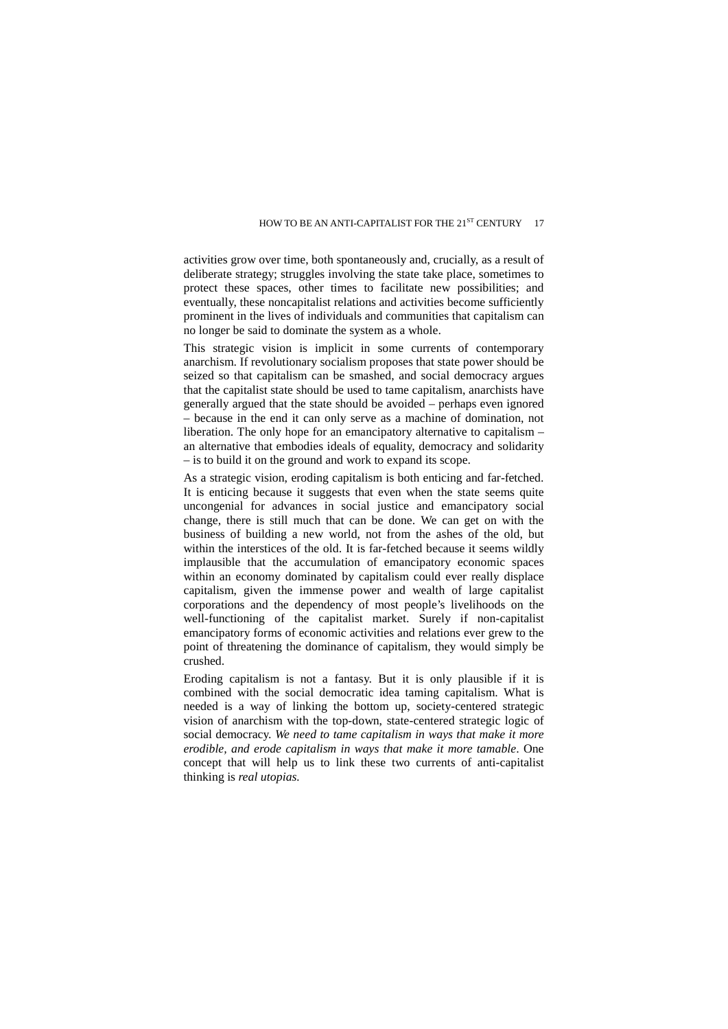activities grow over time, both spontaneously and, crucially, as a result of deliberate strategy; struggles involving the state take place, sometimes to protect these spaces, other times to facilitate new possibilities; and eventually, these noncapitalist relations and activities become sufficiently prominent in the lives of individuals and communities that capitalism can no longer be said to dominate the system as a whole.

This strategic vision is implicit in some currents of contemporary anarchism. If revolutionary socialism proposes that state power should be seized so that capitalism can be smashed, and social democracy argues that the capitalist state should be used to tame capitalism, anarchists have generally argued that the state should be avoided – perhaps even ignored – because in the end it can only serve as a machine of domination, not liberation. The only hope for an emancipatory alternative to capitalism – an alternative that embodies ideals of equality, democracy and solidarity – is to build it on the ground and work to expand its scope.

As a strategic vision, eroding capitalism is both enticing and far-fetched. It is enticing because it suggests that even when the state seems quite uncongenial for advances in social justice and emancipatory social change, there is still much that can be done. We can get on with the business of building a new world, not from the ashes of the old, but within the interstices of the old. It is far-fetched because it seems wildly implausible that the accumulation of emancipatory economic spaces within an economy dominated by capitalism could ever really displace capitalism, given the immense power and wealth of large capitalist corporations and the dependency of most people's livelihoods on the well-functioning of the capitalist market. Surely if non-capitalist emancipatory forms of economic activities and relations ever grew to the point of threatening the dominance of capitalism, they would simply be crushed.

Eroding capitalism is not a fantasy. But it is only plausible if it is combined with the social democratic idea taming capitalism. What is needed is a way of linking the bottom up, society-centered strategic vision of anarchism with the top-down, state-centered strategic logic of social democracy. *We need to tame capitalism in ways that make it more erodible, and erode capitalism in ways that make it more tamable*. One concept that will help us to link these two currents of anti-capitalist thinking is *real utopias.*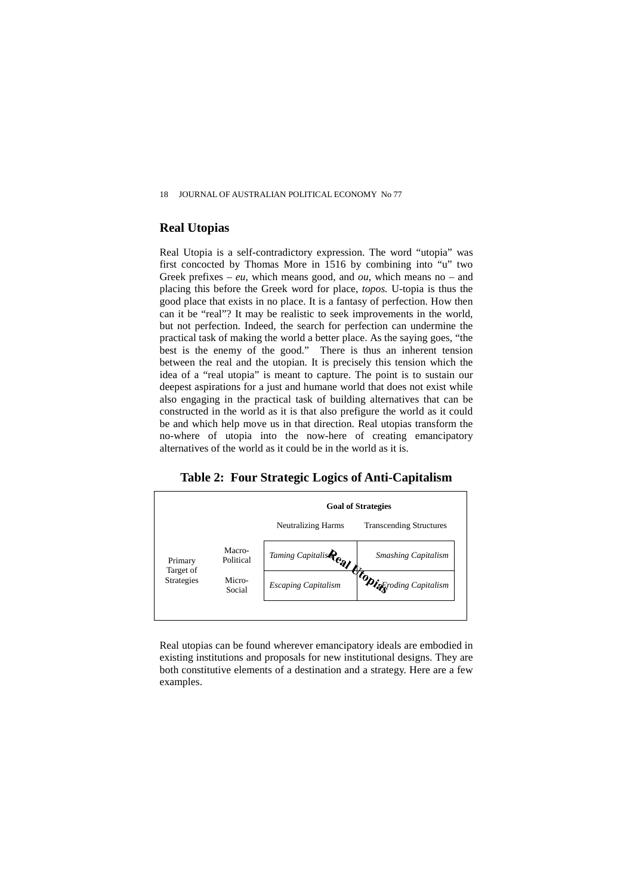## Real Utopias

Real Utopia is a self-contradictory expression. The word "utopia" was first concocted by Thomas More in 1516 by combining into "u" two Greek prefixes – *eu*, which means good, and *ou*, which means no – and placing this before the Greek word for place, *topos.* U-topia is thus the good place that exists in no place. It is a fantasy of perfection. How then can it be "real"? It may be realistic to seek improvements in the world, but not perfection. Indeed, the search for perfection can undermine the practical task of making the world a better place. As the saying goes, "the best is the enemy of the good." There is thus an inherent tension between the real and the utopian. It is precisely this tension which the idea of a "real utopia" is meant to capture. The point is to sustain our deepest aspirations for a just and humane world that does not exist while also engaging in the practical task of building alternatives that can be constructed in the world as it is that also prefigure the world as it could be and which help move us in that direction. Real utopias transform the no-where of utopia into the now-here of creating emancipatory alternatives of the world as it could be in the world as it is.

**Table 2: Four Strategic Logics of Anti-Capitalism**

| | | **Goal of Strategies** | |
|---|---|---|---|
| | | Neutralizing Harms | Transcending Structures |
| Primary Target of Strategies | Macro-Political | *Taming Capitalism* | *Smashing Capitalism* |
| | Micro-Social | *Escaping Capitalism* | *Eroding Capitalism* |

Real Utopias

Real utopias can be found wherever emancipatory ideals are embodied in existing institutions and proposals for new institutional designs. They are both constitutive elements of a destination and a strategy. Here are a few examples.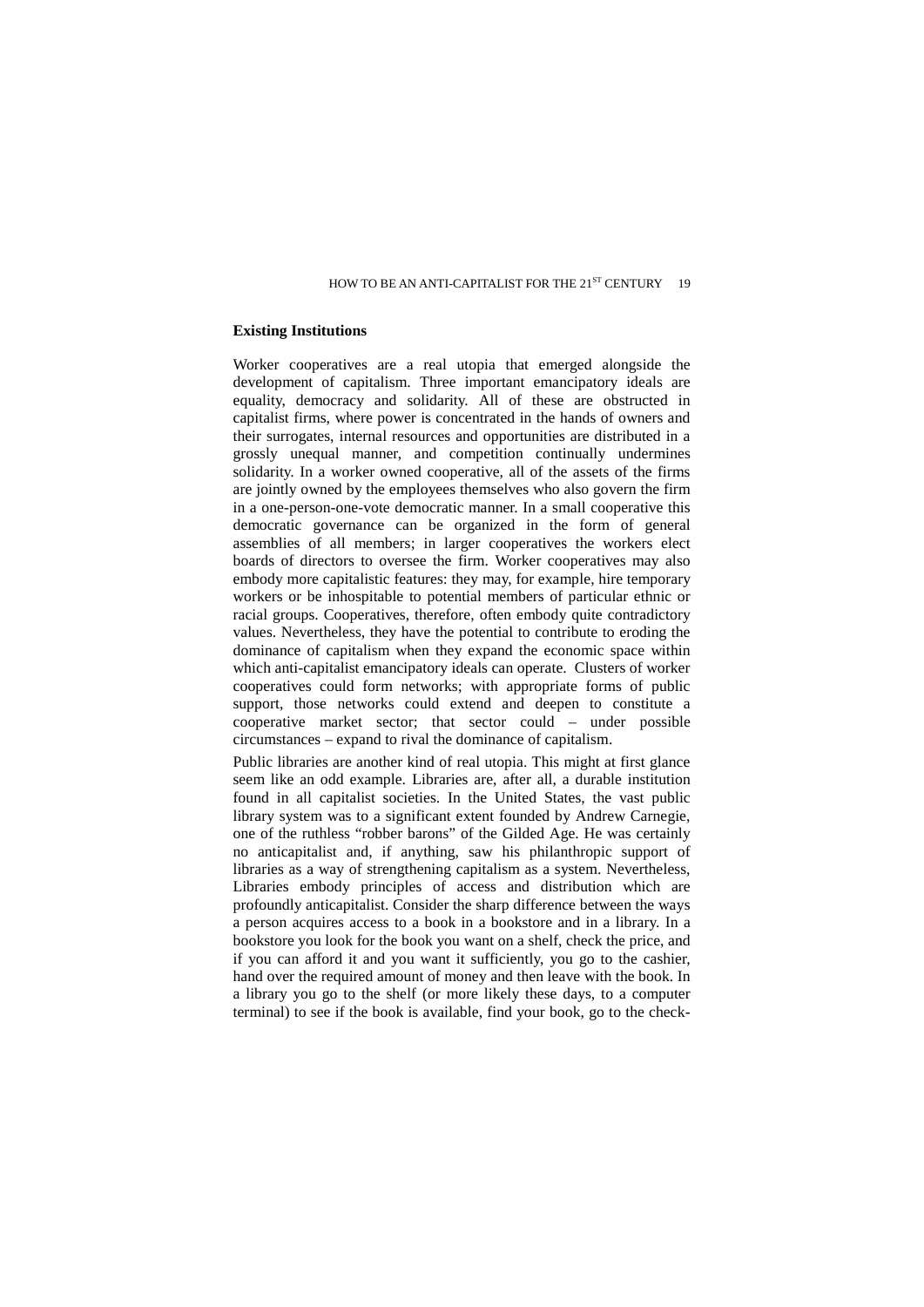**Existing Institutions**

Worker cooperatives are a real utopia that emerged alongside the development of capitalism. Three important emancipatory ideals are equality, democracy and solidarity. All of these are obstructed in capitalist firms, where power is concentrated in the hands of owners and their surrogates, internal resources and opportunities are distributed in a grossly unequal manner, and competition continually undermines solidarity. In a worker owned cooperative, all of the assets of the firms are jointly owned by the employees themselves who also govern the firm in a one-person-one-vote democratic manner. In a small cooperative this democratic governance can be organized in the form of general assemblies of all members; in larger cooperatives the workers elect boards of directors to oversee the firm. Worker cooperatives may also embody more capitalistic features: they may, for example, hire temporary workers or be inhospitable to potential members of particular ethnic or racial groups. Cooperatives, therefore, often embody quite contradictory values. Nevertheless, they have the potential to contribute to eroding the dominance of capitalism when they expand the economic space within which anti-capitalist emancipatory ideals can operate. Clusters of worker cooperatives could form networks; with appropriate forms of public support, those networks could extend and deepen to constitute a cooperative market sector; that sector could – under possible circumstances – expand to rival the dominance of capitalism.

Public libraries are another kind of real utopia. This might at first glance seem like an odd example. Libraries are, after all, a durable institution found in all capitalist societies. In the United States, the vast public library system was to a significant extent founded by Andrew Carnegie, one of the ruthless "robber barons" of the Gilded Age. He was certainly no anticapitalist and, if anything, saw his philanthropic support of libraries as a way of strengthening capitalism as a system. Nevertheless, Libraries embody principles of access and distribution which are profoundly anticapitalist. Consider the sharp difference between the ways a person acquires access to a book in a bookstore and in a library. In a bookstore you look for the book you want on a shelf, check the price, and if you can afford it and you want it sufficiently, you go to the cashier, hand over the required amount of money and then leave with the book. In a library you go to the shelf (or more likely these days, to a computer terminal) to see if the book is available, find your book, go to the check-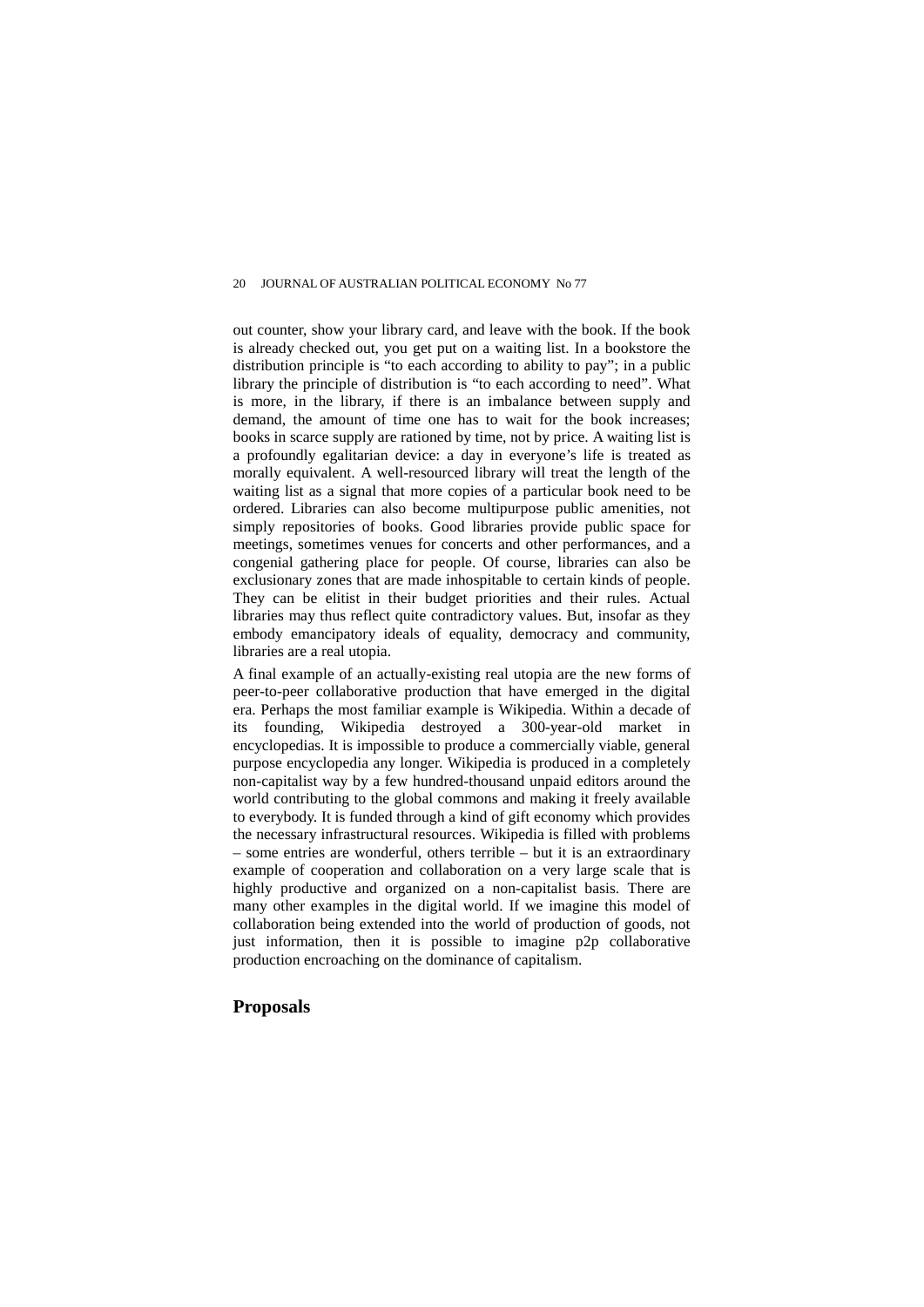out counter, show your library card, and leave with the book. If the book is already checked out, you get put on a waiting list. In a bookstore the distribution principle is "to each according to ability to pay"; in a public library the principle of distribution is "to each according to need". What is more, in the library, if there is an imbalance between supply and demand, the amount of time one has to wait for the book increases; books in scarce supply are rationed by time, not by price. A waiting list is a profoundly egalitarian device: a day in everyone's life is treated as morally equivalent. A well-resourced library will treat the length of the waiting list as a signal that more copies of a particular book need to be ordered. Libraries can also become multipurpose public amenities, not simply repositories of books. Good libraries provide public space for meetings, sometimes venues for concerts and other performances, and a congenial gathering place for people. Of course, libraries can also be exclusionary zones that are made inhospitable to certain kinds of people. They can be elitist in their budget priorities and their rules. Actual libraries may thus reflect quite contradictory values. But, insofar as they embody emancipatory ideals of equality, democracy and community, libraries are a real utopia.

A final example of an actually-existing real utopia are the new forms of peer-to-peer collaborative production that have emerged in the digital era. Perhaps the most familiar example is Wikipedia. Within a decade of its founding, Wikipedia destroyed a 300-year-old market in encyclopedias. It is impossible to produce a commercially viable, general purpose encyclopedia any longer. Wikipedia is produced in a completely non-capitalist way by a few hundred-thousand unpaid editors around the world contributing to the global commons and making it freely available to everybody. It is funded through a kind of gift economy which provides the necessary infrastructural resources. Wikipedia is filled with problems – some entries are wonderful, others terrible – but it is an extraordinary example of cooperation and collaboration on a very large scale that is highly productive and organized on a non-capitalist basis. There are many other examples in the digital world. If we imagine this model of collaboration being extended into the world of production of goods, not just information, then it is possible to imagine p2p collaborative production encroaching on the dominance of capitalism.

## Proposals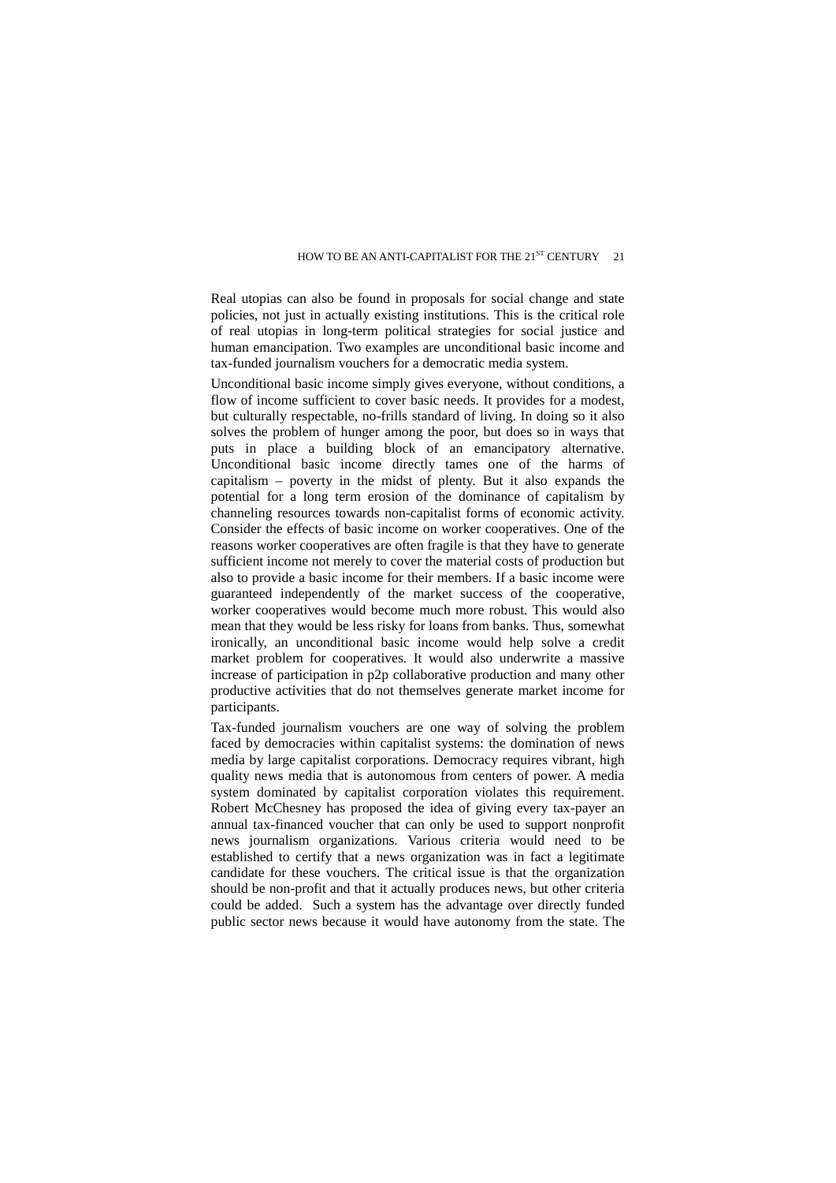Real utopias can also be found in proposals for social change and state policies, not just in actually existing institutions. This is the critical role of real utopias in long-term political strategies for social justice and human emancipation. Two examples are unconditional basic income and tax-funded journalism vouchers for a democratic media system.

Unconditional basic income simply gives everyone, without conditions, a flow of income sufficient to cover basic needs. It provides for a modest, but culturally respectable, no-frills standard of living. In doing so it also solves the problem of hunger among the poor, but does so in ways that puts in place a building block of an emancipatory alternative. Unconditional basic income directly tames one of the harms of capitalism – poverty in the midst of plenty. But it also expands the potential for a long term erosion of the dominance of capitalism by channeling resources towards non-capitalist forms of economic activity. Consider the effects of basic income on worker cooperatives. One of the reasons worker cooperatives are often fragile is that they have to generate sufficient income not merely to cover the material costs of production but also to provide a basic income for their members. If a basic income were guaranteed independently of the market success of the cooperative, worker cooperatives would become much more robust. This would also mean that they would be less risky for loans from banks. Thus, somewhat ironically, an unconditional basic income would help solve a credit market problem for cooperatives. It would also underwrite a massive increase of participation in p2p collaborative production and many other productive activities that do not themselves generate market income for participants.

Tax-funded journalism vouchers are one way of solving the problem faced by democracies within capitalist systems: the domination of news media by large capitalist corporations. Democracy requires vibrant, high quality news media that is autonomous from centers of power. A media system dominated by capitalist corporation violates this requirement. Robert McChesney has proposed the idea of giving every tax-payer an annual tax-financed voucher that can only be used to support nonprofit news journalism organizations. Various criteria would need to be established to certify that a news organization was in fact a legitimate candidate for these vouchers. The critical issue is that the organization should be non-profit and that it actually produces news, but other criteria could be added. Such a system has the advantage over directly funded public sector news because it would have autonomy from the state. The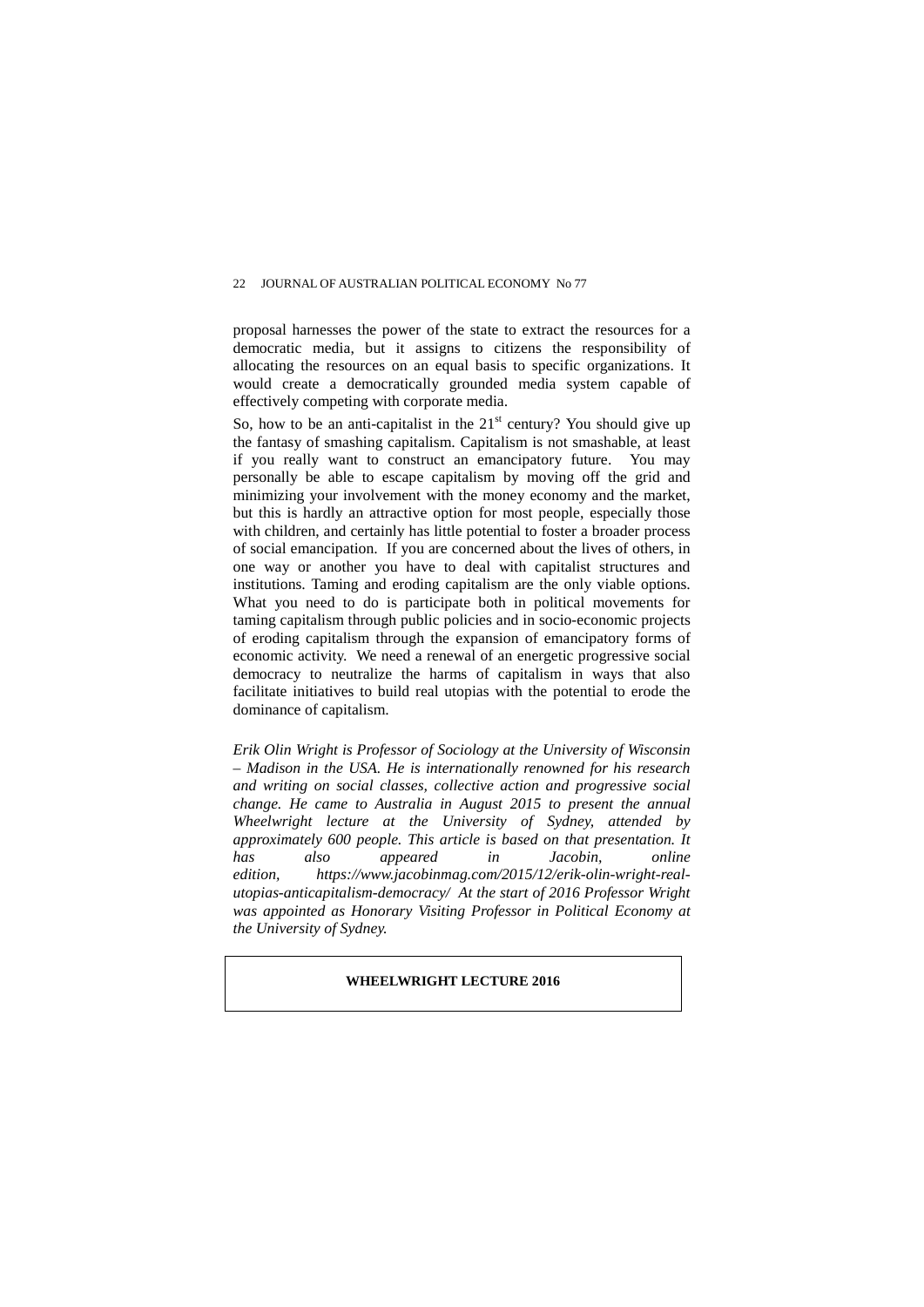proposal harnesses the power of the state to extract the resources for a democratic media, but it assigns to citizens the responsibility of allocating the resources on an equal basis to specific organizations. It would create a democratically grounded media system capable of effectively competing with corporate media.

So, how to be an anti-capitalist in the 21st century? You should give up the fantasy of smashing capitalism. Capitalism is not smashable, at least if you really want to construct an emancipatory future. You may personally be able to escape capitalism by moving off the grid and minimizing your involvement with the money economy and the market, but this is hardly an attractive option for most people, especially those with children, and certainly has little potential to foster a broader process of social emancipation. If you are concerned about the lives of others, in one way or another you have to deal with capitalist structures and institutions. Taming and eroding capitalism are the only viable options. What you need to do is participate both in political movements for taming capitalism through public policies and in socio-economic projects of eroding capitalism through the expansion of emancipatory forms of economic activity. We need a renewal of an energetic progressive social democracy to neutralize the harms of capitalism in ways that also facilitate initiatives to build real utopias with the potential to erode the dominance of capitalism.

*Erik Olin Wright is Professor of Sociology at the University of Wisconsin – Madison in the USA. He is internationally renowned for his research and writing on social classes, collective action and progressive social change. He came to Australia in August 2015 to present the annual Wheelwright lecture at the University of Sydney, attended by approximately 600 people. This article is based on that presentation. It has also appeared in Jacobin, online edition, https://www.jacobinmag.com/2015/12/erik-olin-wright-real-utopias-anticapitalism-democracy/ At the start of 2016 Professor Wright was appointed as Honorary Visiting Professor in Political Economy at the University of Sydney.*

**WHEELWRIGHT LECTURE 2016**